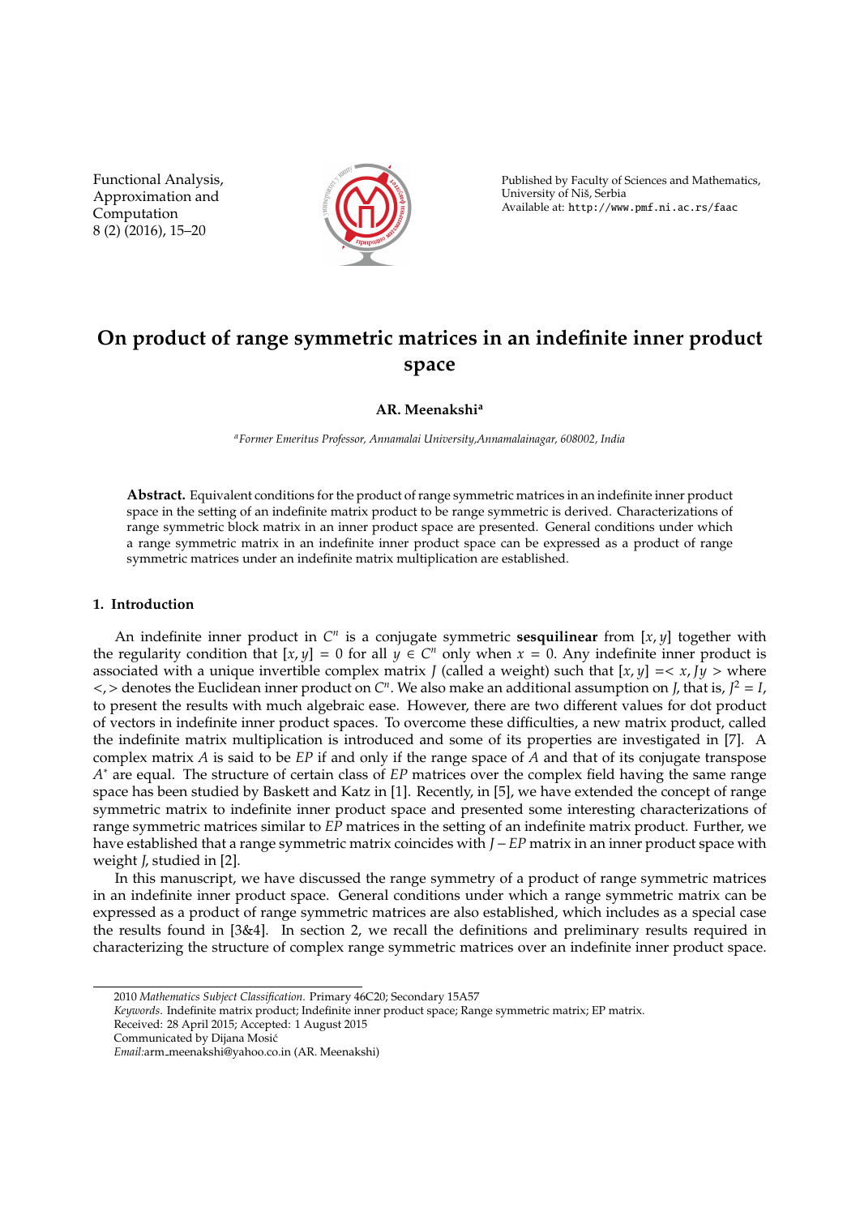# On product of range symmetric matrices in an indefinite inner product space

**AR. Meenakshi**[a]

[a]*Former Emeritus Professor, Annamalai University,Annamalainagar, 608002, India*

**Abstract.** Equivalent conditions for the product of range symmetric matrices in an indefinite inner product space in the setting of an indefinite matrix product to be range symmetric is derived. Characterizations of range symmetric block matrix in an inner product space are presented. General conditions under which a range symmetric matrix in an indefinite inner product space can be expressed as a product of range symmetric matrices under an indefinite matrix multiplication are established.

## 1. Introduction

An indefinite inner product in $C^n$ is a conjugate symmetric **sesquilinear** from $[x, y]$ together with the regularity condition that $[x, y] = 0$ for all $y \in C^n$ only when $x = 0$. Any indefinite inner product is associated with a unique invertible complex matrix $J$ (called a weight) such that $[x, y] =< x, Jy >$ where $<, >$ denotes the Euclidean inner product on $C^n$. We also make an additional assumption on $J$, that is, $J^2 = I$, to present the results with much algebraic ease. However, there are two different values for dot product of vectors in indefinite inner product spaces. To overcome these difficulties, a new matrix product, called the indefinite matrix multiplication is introduced and some of its properties are investigated in [7]. A complex matrix $A$ is said to be *EP* if and only if the range space of $A$ and that of its conjugate transpose $A^*$ are equal. The structure of certain class of *EP* matrices over the complex field having the same range space has been studied by Baskett and Katz in [1]. Recently, in [5], we have extended the concept of range symmetric matrix to indefinite inner product space and presented some interesting characterizations of range symmetric matrices similar to *EP* matrices in the setting of an indefinite matrix product. Further, we have established that a range symmetric matrix coincides with $J - EP$ matrix in an inner product space with weight $J$, studied in [2].

In this manuscript, we have discussed the range symmetry of a product of range symmetric matrices in an indefinite inner product space. General conditions under which a range symmetric matrix can be expressed as a product of range symmetric matrices are also established, which includes as a special case the results found in [3&4]. In section 2, we recall the definitions and preliminary results required in characterizing the structure of complex range symmetric matrices over an indefinite inner product space.

---

2010 *Mathematics Subject Classification*. Primary 46C20; Secondary 15A57

*Keywords*. Indefinite matrix product; Indefinite inner product space; Range symmetric matrix; EP matrix.

Received: 28 April 2015; Accepted: 1 August 2015

Communicated by Dijana Mosić

*Email:*arm_meenakshi@yahoo.co.in (AR. Meenakshi)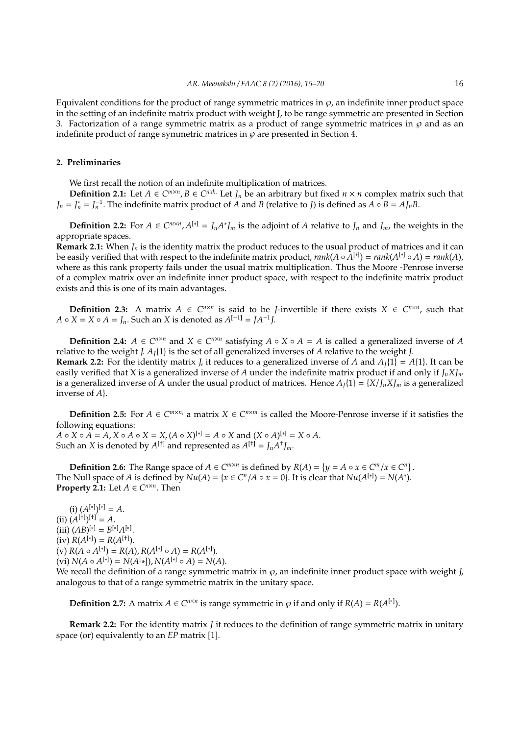Equivalent conditions for the product of range symmetric matrices in $\wp$, an indefinite inner product space in the setting of an indefinite matrix product with weight J, to be range symmetric are presented in Section 3. Factorization of a range symmetric matrix as a product of range symmetric matrices in $\wp$ and as an indefinite product of range symmetric matrices in $\wp$ are presented in Section 4.

## 2. Preliminaries

We first recall the notion of an indefinite multiplication of matrices.

**Definition 2.1:** Let $A \in C^{m\times n}, B \in C^{nxk.}$ Let $J_n$ be an arbitrary but fixed $n \times n$ complex matrix such that $J_n = J_n^* = J_n^{-1}$. The indefinite matrix product of $A$ and $B$ (relative to $J$) is defined as $A \circ B = AJ_nB$.

**Definition 2.2:** For $A \in C^{m\times n}, A^{[*]} = J_nA^*J_m$ is the adjoint of $A$ relative to $J_n$ and $J_m$, the weights in the appropriate spaces.

**Remark 2.1:** When $J_n$ is the identity matrix the product reduces to the usual product of matrices and it can be easily verified that with respect to the indefinite matrix product, $rank(A \circ A^{[*]}) = rank(A^{[*]} \circ A) = rank(A)$, where as this rank property fails under the usual matrix multiplication. Thus the Moore -Penrose inverse of a complex matrix over an indefinite inner product space, with respect to the indefinite matrix product exists and this is one of its main advantages.

**Definition 2.3:** A matrix $A \in C^{n\times n}$ is said to be $J$-invertible if there exists $X \in C^{n\times n}$, such that $A \circ X = X \circ A = J_n$. Such an $X$ is denoted as $A^{[-1]} = JA^{-1}J$.

**Definition 2.4:** $A \in C^{n\times n}$ and $X \in C^{n\times n}$ satisfying $A \circ X \circ A = A$ is called a generalized inverse of $A$ relative to the weight $J$. $A_J\{1\}$ is the set of all generalized inverses of $A$ relative to the weight $J$.

**Remark 2.2:** For the identity matrix $J$, it reduces to a generalized inverse of $A$ and $A_J\{1\} = A\{1\}$. It can be easily verified that X is a generalized inverse of $A$ under the indefinite matrix product if and only if $J_nXJ_m$ is a generalized inverse of A under the usual product of matrices. Hence $A_J\{1\} = \{X/J_nXJ_m$ is a generalized inverse of $A\}$.

**Definition 2.5:** For $A \in C^{m\times n,}$ a matrix $X \in C^{n\times m}$ is called the Moore-Penrose inverse if it satisfies the following equations:
$A \circ X \circ A = A, X \circ A \circ X = X, (A \circ X)^{[*]} = A \circ X$ and $(X \circ A)^{[*]} = X \circ A$.
Such an $X$ is denoted by $A^{[\dagger]}$ and represented as $A^{[\dagger]} = J_nA^{\dagger}J_m$.

**Definition 2.6:** The Range space of $A \in C^{m\times n}$ is defined by $R(A) = \{y = A \circ x \in C^m/x \in C^n\}$.
The Null space of $A$ is defined by $Nu(A) = \{x \in C^n/A \circ x = 0\}$. It is clear that $Nu(A^{[*]}) = N(A^*)$.

**Property 2.1:** Let $A \in C^{n\times n}$. Then

(i) $(A^{[*]})^{[*]} = A$.
(ii) $(A^{[\dagger]})^{[\dagger]} = A$.
(iii) $(AB)^{[*]} = B^{[*]}A^{[*]}$.
(iv) $R(A^{[*]}) = R(A^{[\dagger]})$.
(v) $R(A \circ A^{[*]}) = R(A), R(A^{[*]} \circ A) = R(A^{[*]})$.
(vi) $N(A \circ A^{[*]}) = N(A^{[*]}), N(A^{[*]} \circ A) = N(A)$.

We recall the definition of a range symmetric matrix in $\wp$, an indefinite inner product space with weight $J$, analogous to that of a range symmetric matrix in the unitary space.

**Definition 2.7:** A matrix $A \in C^{n\times n}$ is range symmetric in $\wp$ if and only if $R(A) = R(A^{[*]})$.

**Remark 2.2:** For the identity matrix $J$ it reduces to the definition of range symmetric matrix in unitary space (or) equivalently to an $EP$ matrix [1].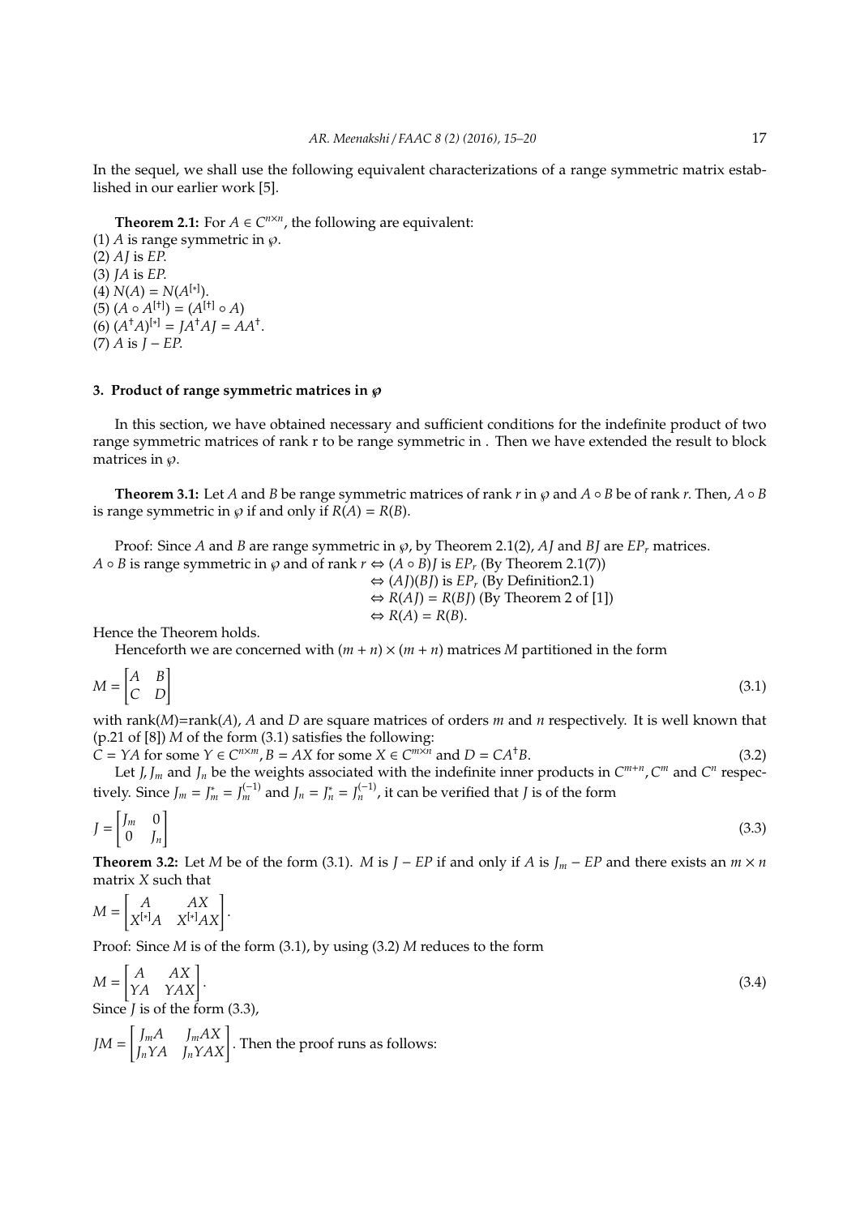In the sequel, we shall use the following equivalent characterizations of a range symmetric matrix established in our earlier work [5].

**Theorem 2.1:** For $A \in C^{n\times n}$, the following are equivalent:
(1) $A$ is range symmetric in $\wp$.
(2) $AJ$ is $EP$.
(3) $JA$ is $EP$.
(4) $N(A) = N(A^{[*]})$.
(5) $(A \circ A^{[\dagger]}) = (A^{[\dagger]} \circ A)$
(6) $(A^{\dagger}A)^{[*]} = JA^{\dagger}AJ = AA^{\dagger}$.
(7) $A$ is $J - EP$.

### 3. Product of range symmetric matrices in $\wp$

In this section, we have obtained necessary and sufficient conditions for the indefinite product of two range symmetric matrices of rank r to be range symmetric in . Then we have extended the result to block matrices in $\wp$.

**Theorem 3.1:** Let $A$ and $B$ be range symmetric matrices of rank $r$ in $\wp$ and $A \circ B$ be of rank $r$. Then, $A \circ B$ is range symmetric in $\wp$ if and only if $R(A) = R(B)$.

Proof: Since $A$ and $B$ are range symmetric in $\wp$, by Theorem 2.1(2), $AJ$ and $BJ$ are $EP_r$ matrices.
$A \circ B$ is range symmetric in $\wp$ and of rank $r \Leftrightarrow (A \circ B)J$ is $EP_r$ (By Theorem 2.1(7))
$\Leftrightarrow (AJ)(BJ)$ is $EP_r$ (By Definition2.1)
$\Leftrightarrow R(AJ) = R(BJ)$ (By Theorem 2 of [1])
$\Leftrightarrow R(A) = R(B)$.

Hence the Theorem holds.

Henceforth we are concerned with $(m + n) \times (m + n)$ matrices $M$ partitioned in the form

$$M = \begin{bmatrix} A & B \\ C & D \end{bmatrix} \tag{3.1}$$

with rank($M$)=rank($A$), $A$ and $D$ are square matrices of orders $m$ and $n$ respectively. It is well known that (p.21 of [8]) $M$ of the form (3.1) satisfies the following:

$$C = YA \text{ for some } Y \in C^{n\times m}, B = AX \text{ for some } X \in C^{m\times n} \text{ and } D = CA^{\dagger}B. \tag{3.2}$$

Let $J$, $J_m$ and $J_n$ be the weights associated with the indefinite inner products in $C^{m+n}$, $C^m$ and $C^n$ respectively. Since $J_m = J_m^* = J_m^{(-1)}$ and $J_n = J_n^* = J_n^{(-1)}$, it can be verified that $J$ is of the form

$$J = \begin{bmatrix} J_m & 0 \\ 0 & J_n \end{bmatrix} \tag{3.3}$$

**Theorem 3.2:** Let $M$ be of the form (3.1). $M$ is $J - EP$ if and only if $A$ is $J_m - EP$ and there exists an $m \times n$ matrix $X$ such that

$$M = \begin{bmatrix} A & AX \\ X^{[*]}A & X^{[*]}AX \end{bmatrix}.$$

Proof: Since $M$ is of the form (3.1), by using (3.2) $M$ reduces to the form

$$M = \begin{bmatrix} A & AX \\ YA & YAX \end{bmatrix}. \tag{3.4}$$

Since $J$ is of the form (3.3),

$JM = \begin{bmatrix} J_mA & J_mAX \\ J_nYA & J_nYAX \end{bmatrix}$. Then the proof runs as follows: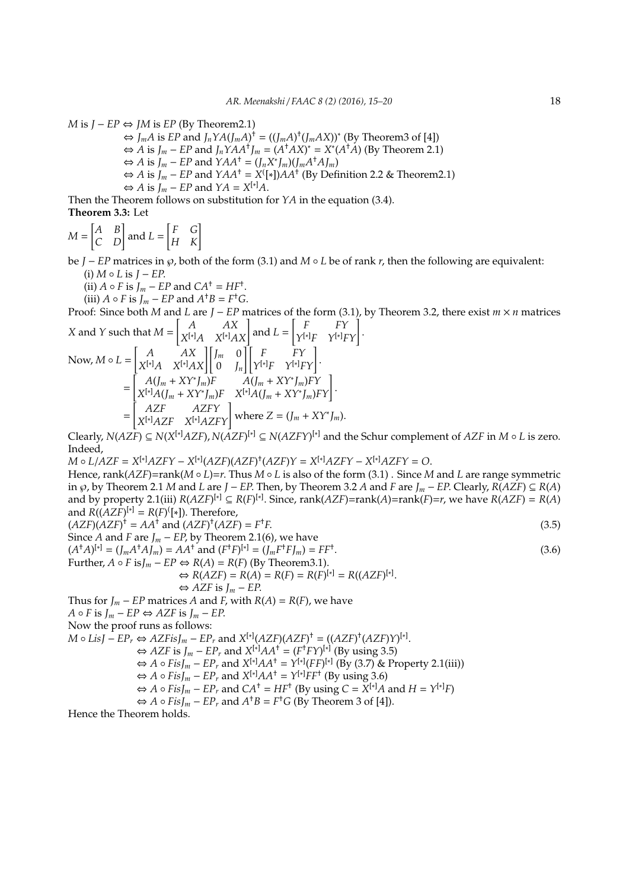$M$ is $J-EP \Leftrightarrow JM$ is $EP$ (By Theorem2.1)

$\Leftrightarrow J_mA$ is $EP$ and $J_nYA(J_mA)^{\dagger} = ((J_mA)^{\dagger}(J_mAX))^*$ (By Theorem3 of [4])

$\Leftrightarrow A$ is $J_m - EP$ and $J_nYAA^{\dagger}J_m = (A^{\dagger}AX)^* = X^*(A^{\dagger}A)$ (By Theorem 2.1)

$\Leftrightarrow A$ is $J_m - EP$ and $YAA^{\dagger} = (J_nX^*J_m)(J_mA^{\dagger}AJ_m)$

$\Leftrightarrow A$ is $J_m - EP$ and $YAA^{\dagger} = X^{([*])}AA^{\dagger}$ (By Definition 2.2 & Theorem2.1)

$\Leftrightarrow A$ is $J_m - EP$ and $YA = X^{[*]}A$.

Then the Theorem follows on substitution for $YA$ in the equation (3.4).

**Theorem 3.3:** Let

$$M = \begin{bmatrix} A & B \\ C & D \end{bmatrix} \text{ and } L = \begin{bmatrix} F & G \\ H & K \end{bmatrix}$$

be $J-EP$ matrices in $\wp$, both of the form (3.1) and $M \circ L$ be of rank $r$, then the following are equivalent:

(i) $M \circ L$ is $J-EP$.

(ii) $A \circ F$ is $J_m - EP$ and $CA^{\dagger} = HF^{\dagger}$.

(iii) $A \circ F$ is $J_m - EP$ and $A^{\dagger}B = F^{\dagger}G$.

Proof: Since both $M$ and $L$ are $J-EP$ matrices of the form (3.1), by Theorem 3.2, there exist $m \times n$ matrices $X$ and $Y$ such that $M = \begin{bmatrix} A & AX \\ X^{[*]}A & X^{[*]}AX \end{bmatrix}$ and $L = \begin{bmatrix} F & FY \\ Y^{[*]}F & Y^{[*]}FY \end{bmatrix}$.

$$\begin{aligned} \text{Now, } M \circ L &= \begin{bmatrix} A & AX \\ X^{[*]}A & X^{[*]}AX \end{bmatrix} \begin{bmatrix} J_m & 0 \\ 0 & J_n \end{bmatrix} \begin{bmatrix} F & FY \\ Y^{[*]}F & Y^{[*]}FY \end{bmatrix}. \\ &= \begin{bmatrix} A(J_m + XY^*J_m)F & A(J_m + XY^*J_m)FY \\ X^{[*]}A(J_m + XY^*J_m)F & X^{[*]}A(J_m + XY^*J_m)FY \end{bmatrix}. \\ &= \begin{bmatrix} AZF & AZFY \\ X^{[*]}AZF & X^{[*]}AZFY \end{bmatrix} \text{ where } Z = (J_m + XY^*J_m). \end{aligned}$$

Clearly, $N(AZF) \subseteq N(X^{[*]}AZF), N(AZF)^{[*]} \subseteq N(AZFY)^{[*]}$ and the Schur complement of $AZF$ in $M \circ L$ is zero. Indeed,

$M \circ L/AZF = X^{[*]}AZFY - X^{[*]}(AZF)(AZF)^{\dagger}(AZF)Y = X^{[*]}AZFY - X^{[*]}AZFY = O$.

Hence, rank$(AZF)$=rank$(M \circ L)$=$r$. Thus $M \circ L$ is also of the form (3.1) . Since $M$ and $L$ are range symmetric in $\wp$, by Theorem 2.1 $M$ and $L$ are $J-EP$. Then, by Theorem 3.2 $A$ and $F$ are $J_m - EP$. Clearly, $R(AZF) \subseteq R(A)$ and by property 2.1(iii) $R(AZF)^{[*]} \subseteq R(F)^{[*]}$. Since, rank$(AZF)$=rank$(A)$=rank$(F)$=$r$, we have $R(AZF) = R(A)$ and $R((AZF)^{[*]} = R(F)^{([*])}$. Therefore,

$$(AZF)(AZF)^{\dagger} = AA^{\dagger} \text{ and } (AZF)^{\dagger}(AZF) = F^{\dagger}F. \tag{3.5}$$

Since $A$ and $F$ are $J_m - EP$, by Theorem 2.1(6), we have

$$(A^{\dagger}A)^{[*]} = (J_mA^{\dagger}AJ_m) = AA^{\dagger} \text{ and } (F^{\dagger}F)^{[*]} = (J_mF^{\dagger}FJ_m) = FF^{\dagger}. \tag{3.6}$$

Further, $A \circ F$ is$J_m - EP \Leftrightarrow R(A) = R(F)$ (By Theorem3.1).

$\Leftrightarrow R(AZF) = R(A) = R(F) = R(F)^{[*]} = R((AZF)^{[*]}$.

$\Leftrightarrow AZF$ is $J_m - EP$.

Thus for $J_m - EP$ matrices $A$ and $F$, with $R(A) = R(F)$, we have

$A \circ F$ is $J_m - EP \Leftrightarrow AZF$ is $J_m - EP$.

Now the proof runs as follows:

$M \circ L is J - EP_r \Leftrightarrow AZF is J_m - EP_r$ and $X^{[*]}(AZF)(AZF)^{\dagger} = ((AZF)^{\dagger}(AZF)Y)^{[*]}$.

$\Leftrightarrow AZF$ is $J_m - EP_r$ and $X^{[*]}AA^{\dagger} = (F^{\dagger}FY)^{[*]}$ (By using 3.5)

$\Leftrightarrow A \circ F is J_m - EP_r$ and $X^{[*]}AA^{\dagger} = Y^{[*]}(FF)^{[*]}$ (By (3.7) & Property 2.1(iii))

$\Leftrightarrow A \circ F is J_m - EP_r$ and $X^{[*]}AA^{\dagger} = Y^{[*]}FF^{\dagger}$ (By using 3.6)

$\Leftrightarrow A \circ F is J_m - EP_r$ and $CA^{\dagger} = HF^{\dagger}$ (By using $C = X^{[*]}A$ and $H = Y^{[*]}F$)

$\Leftrightarrow A \circ F is J_m - EP_r$ and $A^{\dagger}B = F^{\dagger}G$ (By Theorem 3 of [4]).

Hence the Theorem holds.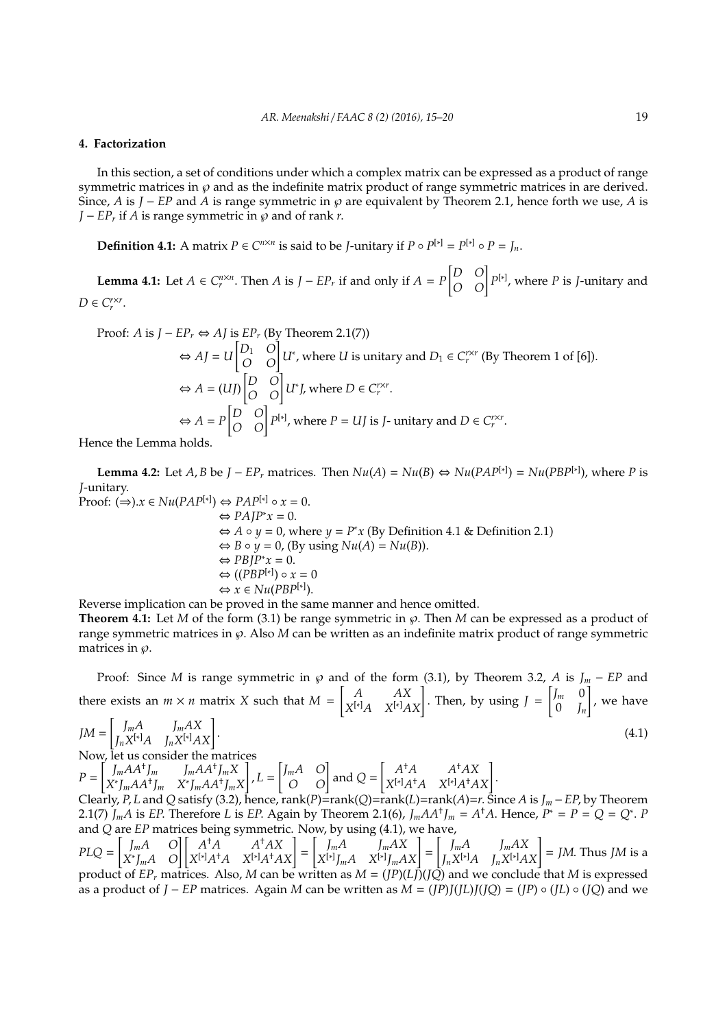## 4. Factorization

In this section, a set of conditions under which a complex matrix can be expressed as a product of range symmetric matrices in $\wp$ and as the indefinite matrix product of range symmetric matrices in are derived. Since, $A$ is $J-EP$ and $A$ is range symmetric in $\wp$ are equivalent by Theorem 2.1, hence forth we use, $A$ is $J-EP_r$ if $A$ is range symmetric in $\wp$ and of rank $r$.

**Definition 4.1:** A matrix $P \in C^{n\times n}$ is said to be $J$-unitary if $P \circ P^{[*]} = P^{[*]} \circ P = J_n$.

**Lemma 4.1:** Let $A \in C_r^{n\times n}$. Then $A$ is $J-EP_r$ if and only if $A = P\begin{bmatrix} D & O \\ O & O \end{bmatrix} P^{[*]}$, where $P$ is $J$-unitary and $D \in C_r^{r\times r}$.

Proof: $A$ is $J-EP_r \Leftrightarrow AJ$ is $EP_r$ (By Theorem 2.1(7))

$$\Leftrightarrow AJ = U\begin{bmatrix} D_1 & O \\ O & O \end{bmatrix} U^*, \text{ where } U \text{ is unitary and } D_1 \in C_r^{r\times r} \text{ (By Theorem 1 of [6]).}$$

$$\Leftrightarrow A = (UJ)\begin{bmatrix} D & O \\ O & O \end{bmatrix} U^*J, \text{ where } D \in C_r^{r\times r}.$$

$$\Leftrightarrow A = P\begin{bmatrix} D & O \\ O & O \end{bmatrix} P^{[*]}, \text{ where } P = UJ \text{ is } J\text{- unitary and } D \in C_r^{r\times r}.$$

Hence the Lemma holds.

**Lemma 4.2:** Let $A, B$ be $J-EP_r$ matrices. Then $Nu(A) = Nu(B) \Leftrightarrow Nu(PAP^{[*]}) = Nu(PBP^{[*]})$, where $P$ is $J$-unitary.

Proof: $(\Rightarrow).x \in Nu(PAP^{[*]}) \Leftrightarrow PAP^{[*]} \circ x = 0.$

$\Leftrightarrow PAJP^*x = 0.$

$\Leftrightarrow A \circ y = 0$, where $y = P^*x$ (By Definition 4.1 & Definition 2.1)

$\Leftrightarrow B \circ y = 0$, (By using $Nu(A) = Nu(B)$).

$\Leftrightarrow PBJP^*x = 0.$

$\Leftrightarrow ((PBP^{[*]}) \circ x = 0$

$\Leftrightarrow x \in Nu(PBP^{[*]}).$

Reverse implication can be proved in the same manner and hence omitted.

**Theorem 4.1:** Let $M$ of the form (3.1) be range symmetric in $\wp$. Then $M$ can be expressed as a product of range symmetric matrices in $\wp$. Also $M$ can be written as an indefinite matrix product of range symmetric matrices in $\wp$.

Proof: Since $M$ is range symmetric in $\wp$ and of the form (3.1), by Theorem 3.2, $A$ is $J_m - EP$ and there exists an $m \times n$ matrix $X$ such that $M = \begin{bmatrix} A & AX \\ X^{[*]}A & X^{[*]}AX \end{bmatrix}$. Then, by using $J = \begin{bmatrix} J_m & 0 \\ 0 & J_n \end{bmatrix}$, we have

$$JM = \begin{bmatrix} J_mA & J_mAX \\ J_nX^{[*]}A & J_nX^{[*]}AX \end{bmatrix}. \tag{4.1}$$

Now, let us consider the matrices

$P = \begin{bmatrix} J_mAA^\dagger J_m & J_mAA^\dagger J_mX \\ X^*J_mAA^\dagger J_m & X^*J_mAA^\dagger J_mX \end{bmatrix}$, $L = \begin{bmatrix} J_mA & O \\ O & O \end{bmatrix}$ and $Q = \begin{bmatrix} A^\dagger A & A^\dagger AX \\ X^{[*]}A^\dagger A & X^{[*]}A^\dagger AX \end{bmatrix}$.

Clearly, $P$, $L$ and $Q$ satisfy (3.2), hence, rank($P$)=rank($Q$)=rank($L$)=rank($A$)=$r$. Since $A$ is $J_m - EP$, by Theorem 2.1(7) $J_mA$ is $EP$. Therefore $L$ is $EP$. Again by Theorem 2.1(6), $J_mAA^\dagger J_m = A^\dagger A$. Hence, $P^* = P = Q = Q^*$. $P$ and $Q$ are $EP$ matrices being symmetric. Now, by using (4.1), we have,

$PLQ = \begin{bmatrix} J_mA & O \\ X^*J_mA & O \end{bmatrix}\begin{bmatrix} A^\dagger A & A^\dagger AX \\ X^{[*]}A^\dagger A & X^{[*]}A^\dagger AX \end{bmatrix} = \begin{bmatrix} J_mA & J_mAX \\ X^{[*]}J_mA & X^{[*]}J_mAX \end{bmatrix} = \begin{bmatrix} J_mA & J_mAX \\ J_nX^{[*]}A & J_nX^{[*]}AX \end{bmatrix} = JM$. Thus $JM$ is a product of $EP_r$ matrices. Also, $M$ can be written as $M = (JP)(LJ)(JQ)$ and we conclude that $M$ is expressed as a product of $J-EP$ matrices. Again $M$ can be written as $M = (JP)J(JL)J(JQ) = (JP) \circ (JL) \circ (JQ)$ and we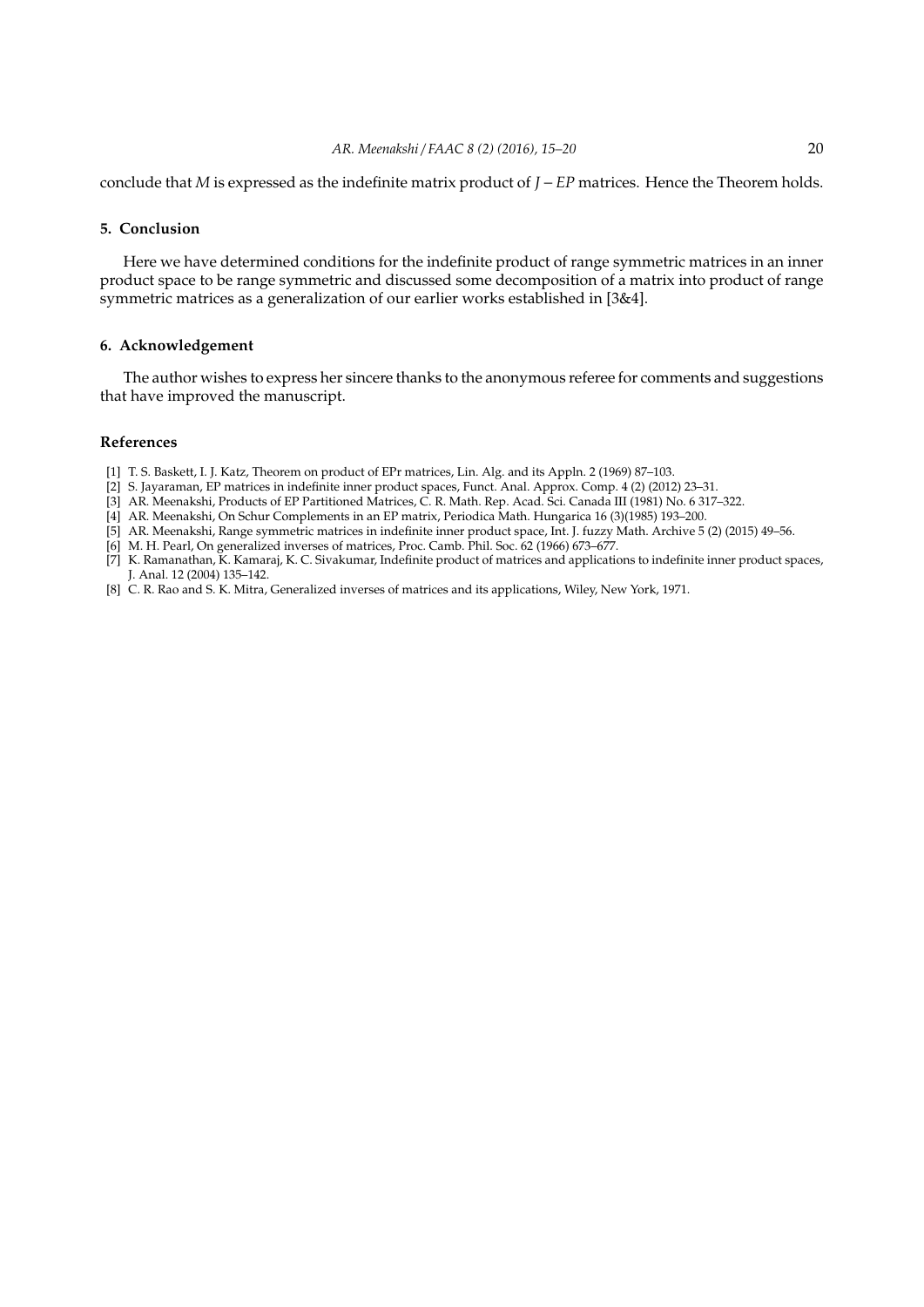conclude that $M$ is expressed as the indefinite matrix product of $J - EP$ matrices. Hence the Theorem holds.

## 5. Conclusion

Here we have determined conditions for the indefinite product of range symmetric matrices in an inner product space to be range symmetric and discussed some decomposition of a matrix into product of range symmetric matrices as a generalization of our earlier works established in [3&4].

## 6. Acknowledgement

The author wishes to express her sincere thanks to the anonymous referee for comments and suggestions that have improved the manuscript.

## References

[1] T. S. Baskett, I. J. Katz, Theorem on product of EPr matrices, Lin. Alg. and its Appln. 2 (1969) 87–103.

[2] S. Jayaraman, EP matrices in indefinite inner product spaces, Funct. Anal. Approx. Comp. 4 (2) (2012) 23–31.

[3] AR. Meenakshi, Products of EP Partitioned Matrices, C. R. Math. Rep. Acad. Sci. Canada III (1981) No. 6 317–322.

[4] AR. Meenakshi, On Schur Complements in an EP matrix, Periodica Math. Hungarica 16 (3)(1985) 193–200.

[5] AR. Meenakshi, Range symmetric matrices in indefinite inner product space, Int. J. fuzzy Math. Archive 5 (2) (2015) 49–56.

[6] M. H. Pearl, On generalized inverses of matrices, Proc. Camb. Phil. Soc. 62 (1966) 673–677.

[7] K. Ramanathan, K. Kamaraj, K. C. Sivakumar, Indefinite product of matrices and applications to indefinite inner product spaces, J. Anal. 12 (2004) 135–142.

[8] C. R. Rao and S. K. Mitra, Generalized inverses of matrices and its applications, Wiley, New York, 1971.